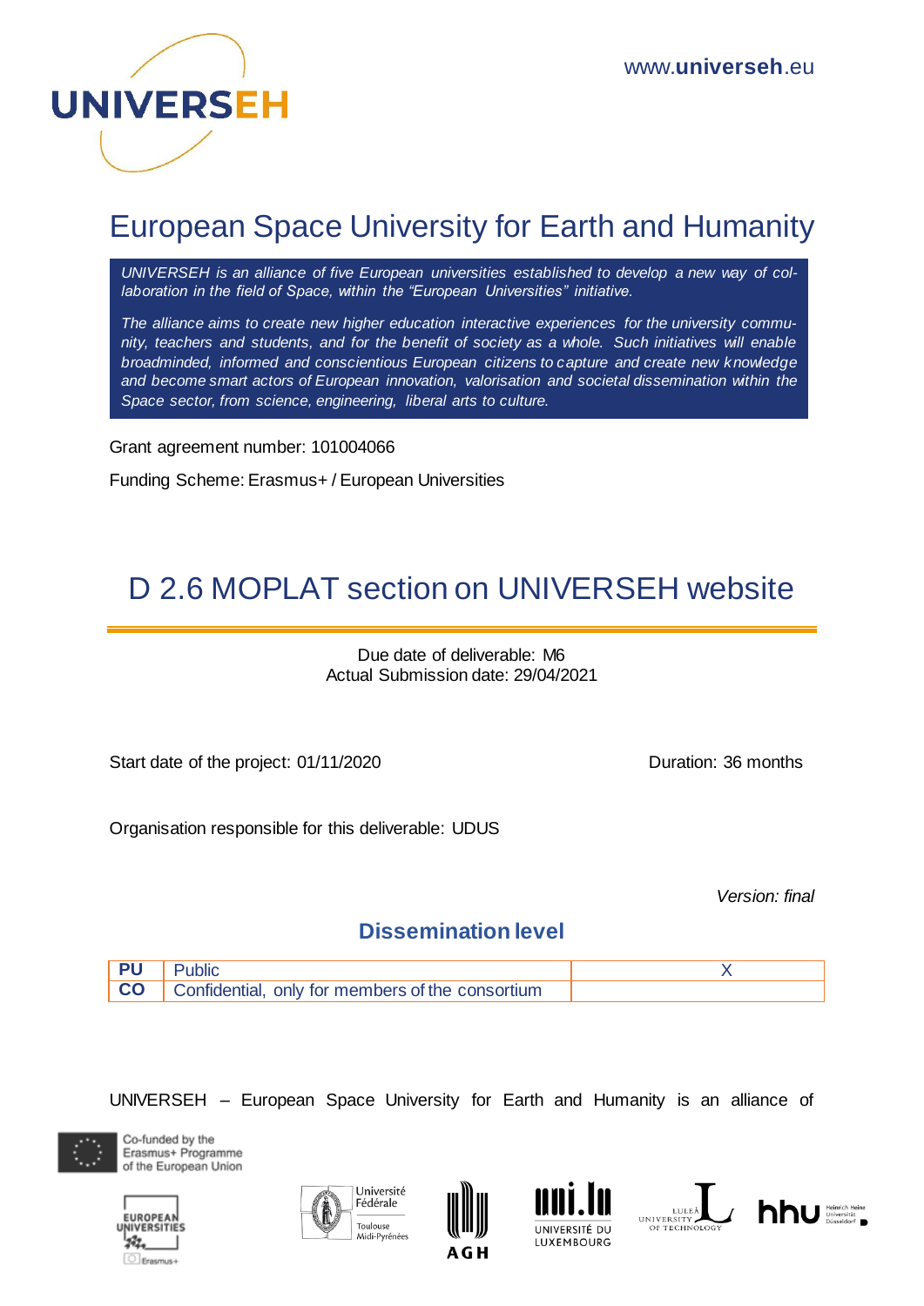www.**universeh**.eu

# European Space University for Earth and Humanity

*UNIVERSEH is an alliance of five European universities established to develop a new way of collaboration in the field of Space, within the "European Universities" initiative.*

*The alliance aims to create new higher education interactive experiences for the university community, teachers and students, and for the benefit of society as a whole. Such initiatives will enable broadminded, informed and conscientious European citizens to capture and create new knowledge and become smart actors of European innovation, valorisation and societal dissemination within the Space sector, from science, engineering, liberal arts to culture.*

Grant agreement number: 101004066

Funding Scheme: Erasmus+ / European Universities

# D 2.6 MOPLAT section on UNIVERSEH website

Due date of deliverable: M6
Actual Submission date: 29/04/2021

Start date of the project: 01/11/2020

Duration: 36 months

Organisation responsible for this deliverable: UDUS

*Version: final*

## Dissemination level

| | | |
|---|---|---|
| **PU** | Public | X |
| **CO** | Confidential, only for members of the consortium | |

UNIVERSEH – European Space University for Earth and Humanity is an alliance of

Co-funded by the Erasmus+ Programme of the European Union

European Universities Erasmus+

Université Fédérale Toulouse Midi-Pyrénées

AGH

Université du Luxembourg

Luleå University of Technology

hhu Heinrich Heine Universität Düsseldorf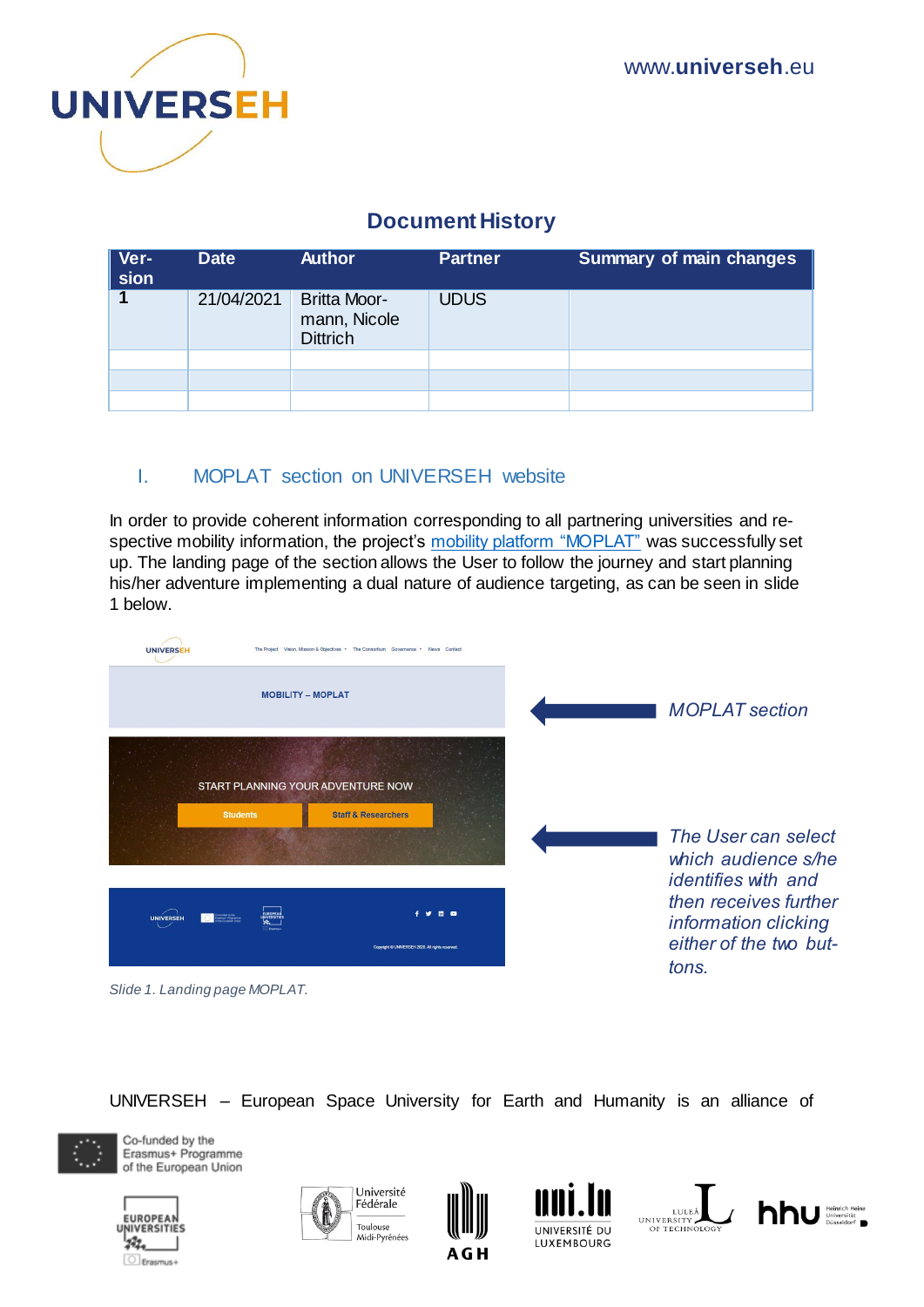## Document History

| Version | Date | Author | Partner | Summary of main changes |
|---|---|---|---|---|
| 1 | 21/04/2021 | Britta Moormann, Nicole Dittrich | UDUS | |
| | | | | |
| | | | | |
| | | | | |

## I. MOPLAT section on UNIVERSEH website

In order to provide coherent information corresponding to all partnering universities and respective mobility information, the project's [mobility platform "MOPLAT"]() was successfully set up. The landing page of the section allows the User to follow the journey and start planning his/her adventure implementing a dual nature of audience targeting, as can be seen in slide 1 below.

*MOPLAT section*

*The User can select which audience s/he identifies with and then receives further information clicking either of the two buttons.*

*Slide 1. Landing page MOPLAT.*

UNIVERSEH – European Space University for Earth and Humanity is an alliance of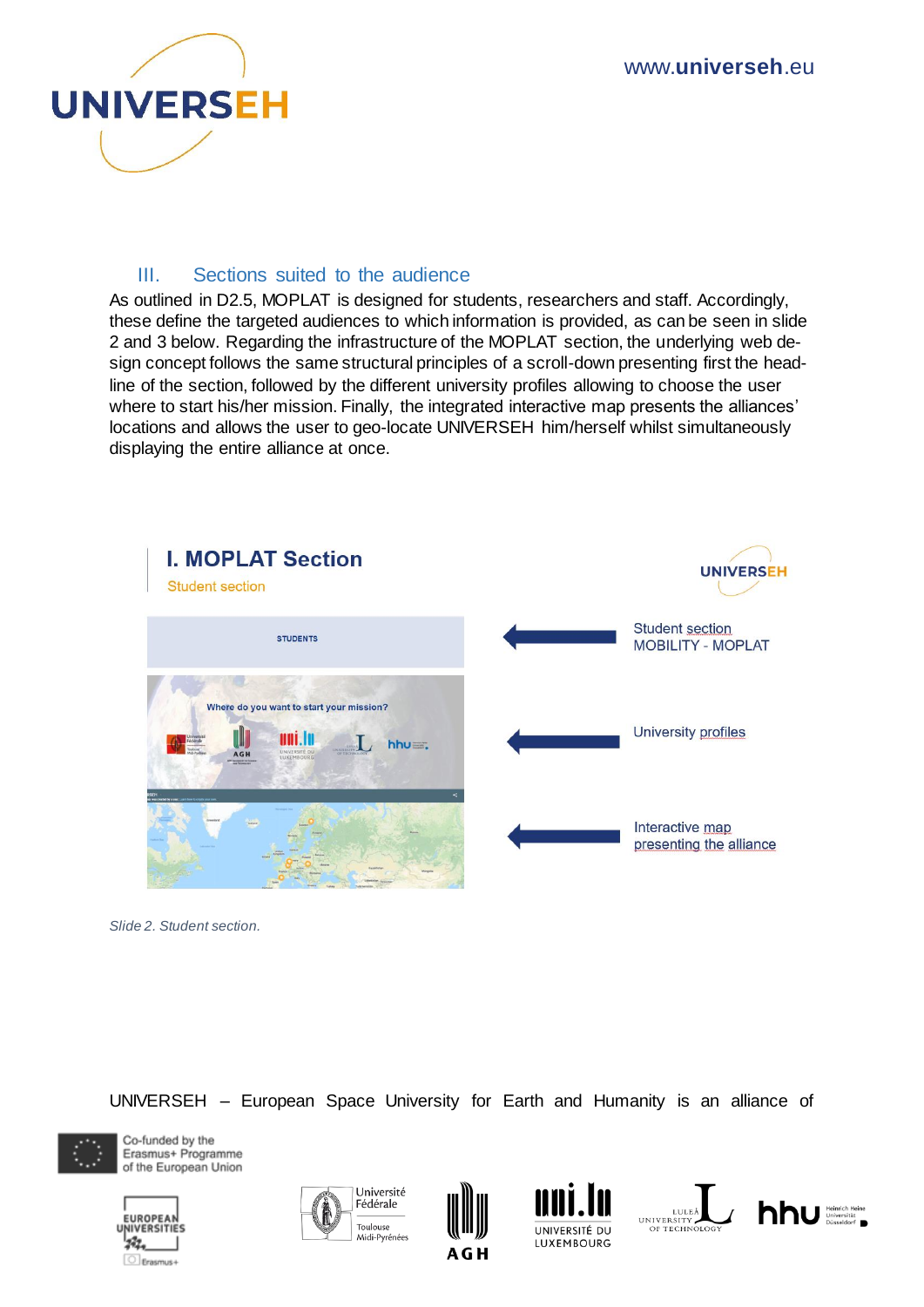### III. Sections suited to the audience

As outlined in D2.5, MOPLAT is designed for students, researchers and staff. Accordingly, these define the targeted audiences to which information is provided, as can be seen in slide 2 and 3 below. Regarding the infrastructure of the MOPLAT section, the underlying web design concept follows the same structural principles of a scroll-down presenting first the headline of the section, followed by the different university profiles allowing to choose the user where to start his/her mission. Finally, the integrated interactive map presents the alliances' locations and allows the user to geo-locate UNIVERSEH him/herself whilst simultaneously displaying the entire alliance at once.

**I. MOPLAT Section**

Student section

- Student section MOBILITY - MOPLAT
- University profiles
- Interactive map presenting the alliance

*Slide 2. Student section.*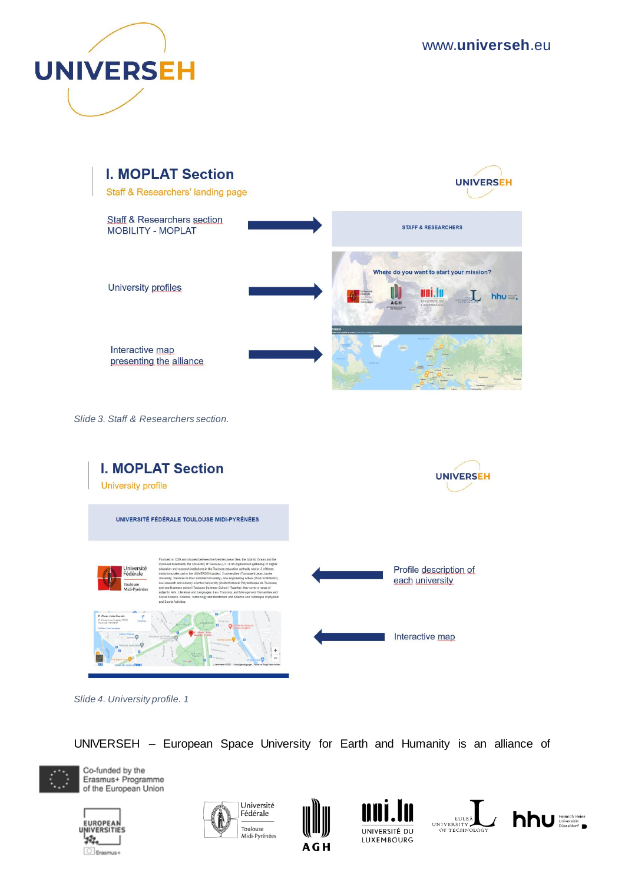## I. MOPLAT Section

Staff & Researchers' landing page

Staff & Researchers section MOBILITY - MOPLAT

STAFF & RESEARCHERS

University profiles

Where do you want to start your mission?

Interactive map presenting the alliance

*Slide 3. Staff & Researchers section.*

## I. MOPLAT Section

University profile

UNIVERSITÉ FÉDÉRALE TOULOUSE MIDI-PYRÉNÉES

Profile description of each university

Interactive map

*Slide 4. University profile. 1*

UNIVERSEH – European Space University for Earth and Humanity is an alliance of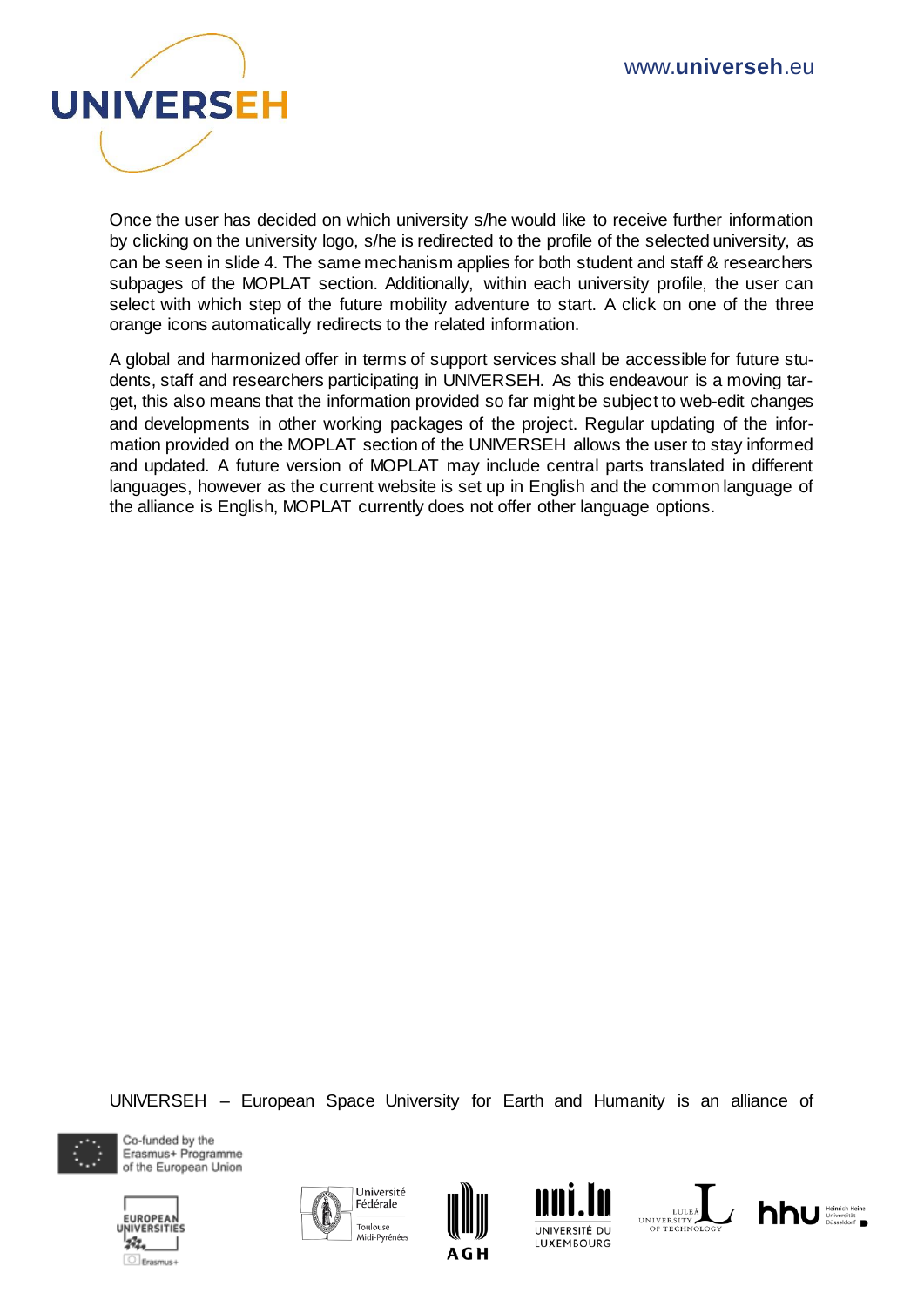Once the user has decided on which university s/he would like to receive further information by clicking on the university logo, s/he is redirected to the profile of the selected university, as can be seen in slide 4. The same mechanism applies for both student and staff & researchers subpages of the MOPLAT section. Additionally, within each university profile, the user can select with which step of the future mobility adventure to start. A click on one of the three orange icons automatically redirects to the related information.

A global and harmonized offer in terms of support services shall be accessible for future students, staff and researchers participating in UNIVERSEH. As this endeavour is a moving target, this also means that the information provided so far might be subject to web-edit changes and developments in other working packages of the project. Regular updating of the information provided on the MOPLAT section of the UNIVERSEH allows the user to stay informed and updated. A future version of MOPLAT may include central parts translated in different languages, however as the current website is set up in English and the common language of the alliance is English, MOPLAT currently does not offer other language options.